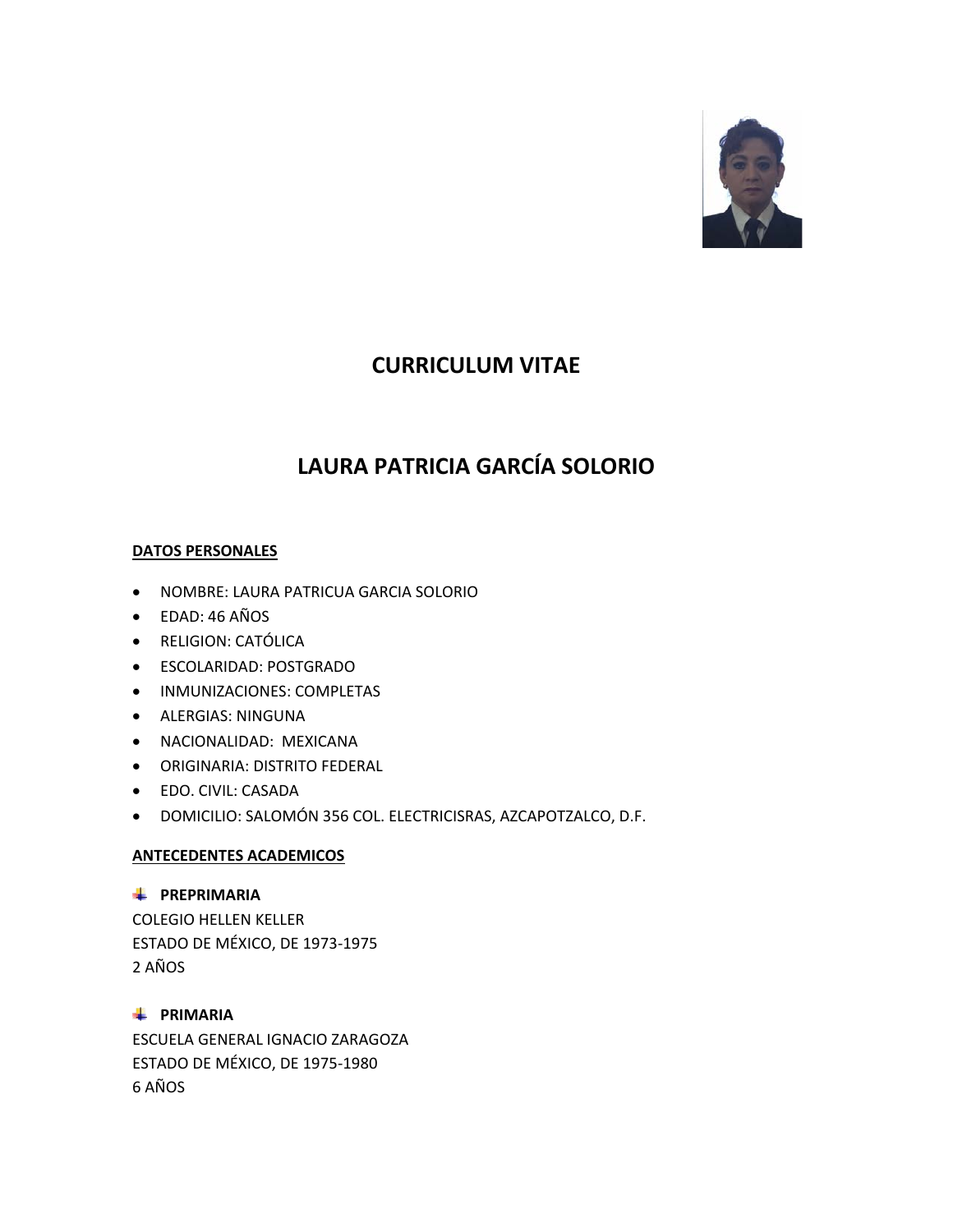# CURRICULUM VITAE

# LAURA PATRICIA GARCÍA SOLORIO

**DATOS PERSONALES**

- NOMBRE: LAURA PATRICUA GARCIA SOLORIO
- EDAD: 46 AÑOS
- RELIGION: CATÓLICA
- ESCOLARIDAD: POSTGRADO
- INMUNIZACIONES: COMPLETAS
- ALERGIAS: NINGUNA
- NACIONALIDAD: MEXICANA
- ORIGINARIA: DISTRITO FEDERAL
- EDO. CIVIL: CASADA
- DOMICILIO: SALOMÓN 356 COL. ELECTRICISRAS, AZCAPOTZALCO, D.F.

**ANTECEDENTES ACADEMICOS**

**PREPRIMARIA**
COLEGIO HELLEN KELLER
ESTADO DE MÉXICO, DE 1973-1975
2 AÑOS

**PRIMARIA**
ESCUELA GENERAL IGNACIO ZARAGOZA
ESTADO DE MÉXICO, DE 1975-1980
6 AÑOS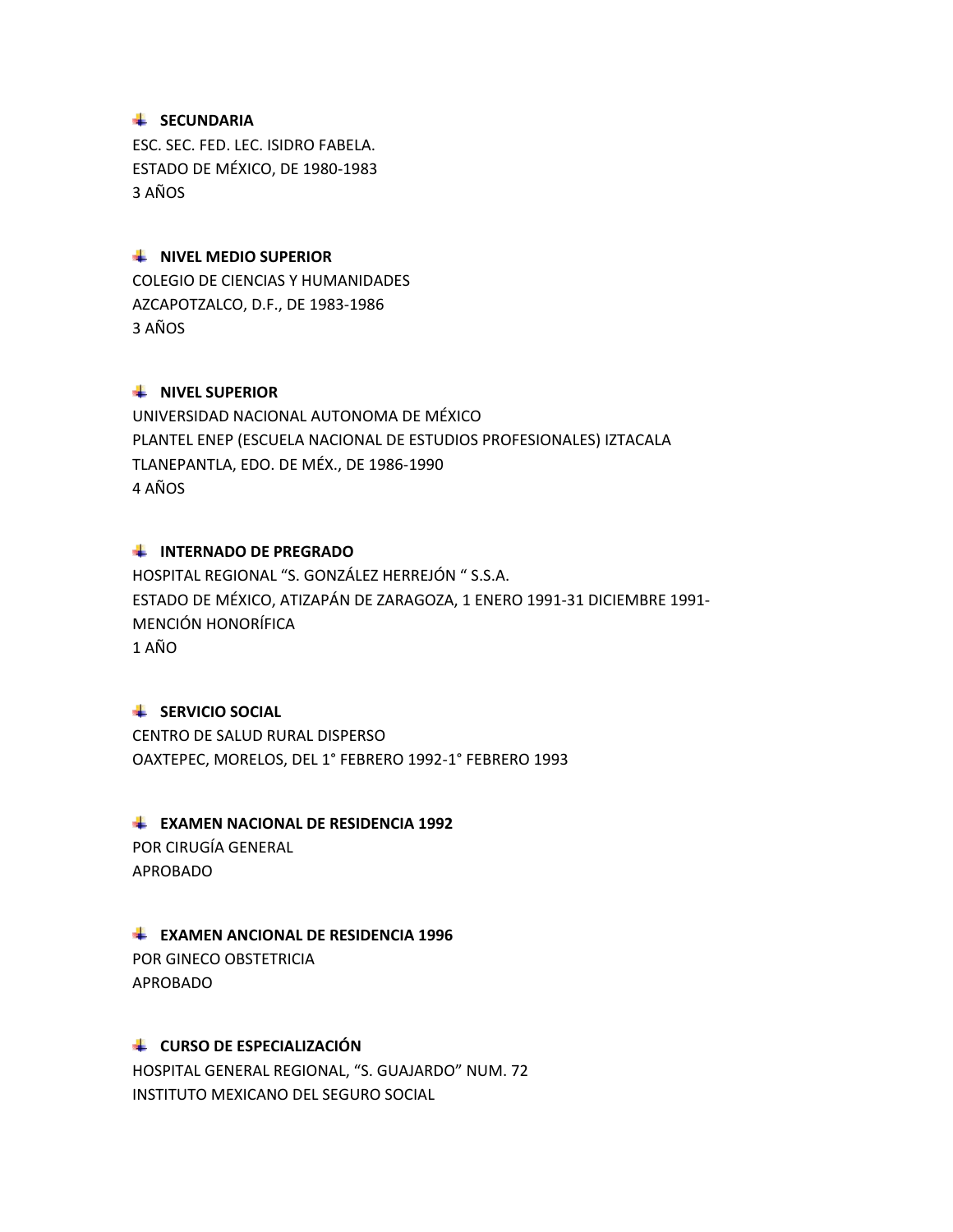- **SECUNDARIA**

ESC. SEC. FED. LEC. ISIDRO FABELA.
ESTADO DE MÉXICO, DE 1980-1983
3 AÑOS

- **NIVEL MEDIO SUPERIOR**

COLEGIO DE CIENCIAS Y HUMANIDADES
AZCAPOTZALCO, D.F., DE 1983-1986
3 AÑOS

- **NIVEL SUPERIOR**

UNIVERSIDAD NACIONAL AUTONOMA DE MÉXICO
PLANTEL ENEP (ESCUELA NACIONAL DE ESTUDIOS PROFESIONALES) IZTACALA
TLANEPANTLA, EDO. DE MÉX., DE 1986-1990
4 AÑOS

- **INTERNADO DE PREGRADO**

HOSPITAL REGIONAL "S. GONZÁLEZ HERREJÓN " S.S.A.
ESTADO DE MÉXICO, ATIZAPÁN DE ZARAGOZA, 1 ENERO 1991-31 DICIEMBRE 1991-MENCIÓN HONORÍFICA
1 AÑO

- **SERVICIO SOCIAL**

CENTRO DE SALUD RURAL DISPERSO
OAXTEPEC, MORELOS, DEL 1° FEBRERO 1992-1° FEBRERO 1993

- **EXAMEN NACIONAL DE RESIDENCIA 1992**

POR CIRUGÍA GENERAL
APROBADO

- **EXAMEN ANCIONAL DE RESIDENCIA 1996**

POR GINECO OBSTETRICIA
APROBADO

- **CURSO DE ESPECIALIZACIÓN**

HOSPITAL GENERAL REGIONAL, "S. GUAJARDO" NUM. 72
INSTITUTO MEXICANO DEL SEGURO SOCIAL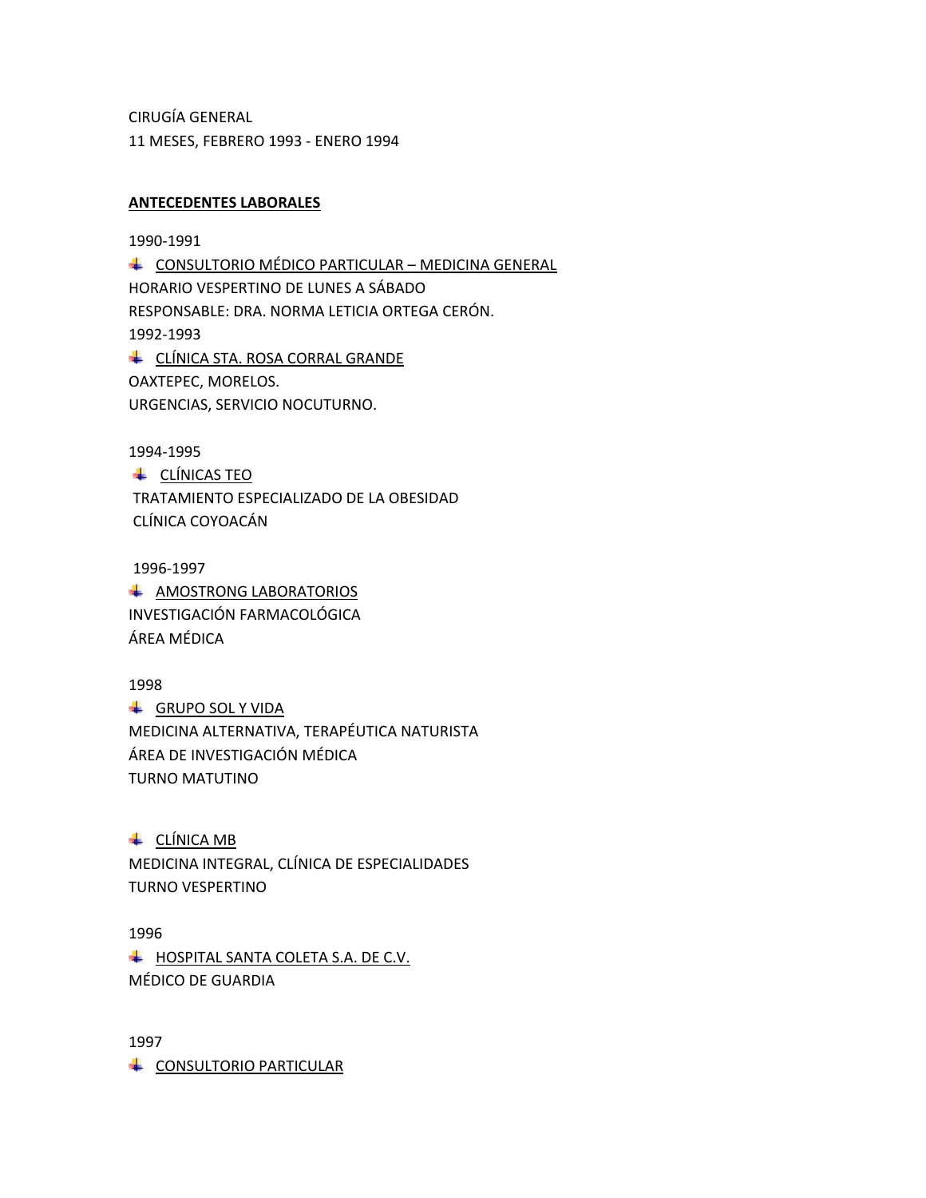CIRUGÍA GENERAL

11 MESES, FEBRERO 1993 - ENERO 1994

**ANTECEDENTES LABORALES**

1990-1991

- CONSULTORIO MÉDICO PARTICULAR – MEDICINA GENERAL

HORARIO VESPERTINO DE LUNES A SÁBADO

RESPONSABLE: DRA. NORMA LETICIA ORTEGA CERÓN.

1992-1993

- CLÍNICA STA. ROSA CORRAL GRANDE

OAXTEPEC, MORELOS.

URGENCIAS, SERVICIO NOCUTURNO.

1994-1995

- CLÍNICAS TEO

TRATAMIENTO ESPECIALIZADO DE LA OBESIDAD

CLÍNICA COYOACÁN

1996-1997

- AMOSTRONG LABORATORIOS

INVESTIGACIÓN FARMACOLÓGICA

ÁREA MÉDICA

1998

- GRUPO SOL Y VIDA

MEDICINA ALTERNATIVA, TERAPÉUTICA NATURISTA

ÁREA DE INVESTIGACIÓN MÉDICA

TURNO MATUTINO

- CLÍNICA MB

MEDICINA INTEGRAL, CLÍNICA DE ESPECIALIDADES

TURNO VESPERTINO

1996

- HOSPITAL SANTA COLETA S.A. DE C.V.

MÉDICO DE GUARDIA

1997

- CONSULTORIO PARTICULAR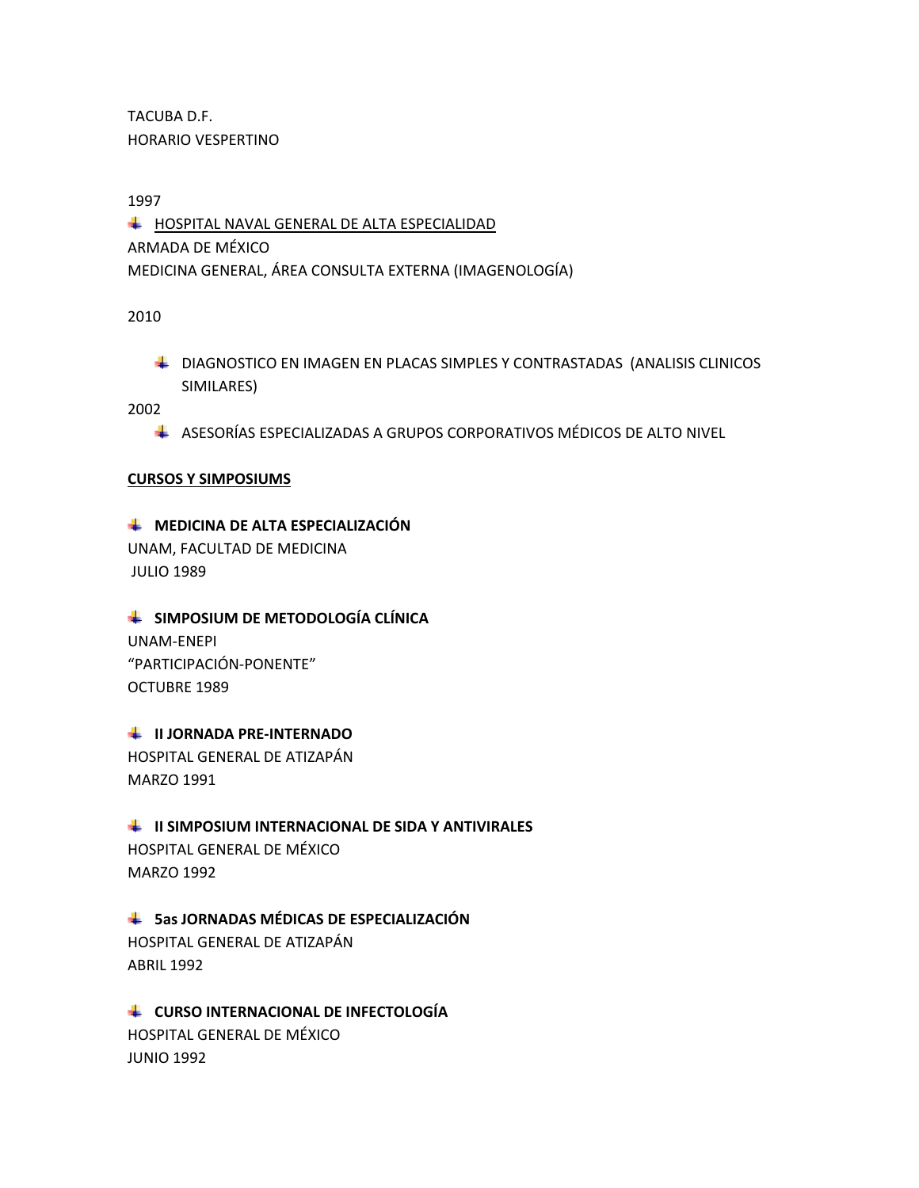TACUBA D.F.
HORARIO VESPERTINO

1997

- <u>HOSPITAL NAVAL GENERAL DE ALTA ESPECIALIDAD</u>

ARMADA DE MÉXICO
MEDICINA GENERAL, ÁREA CONSULTA EXTERNA (IMAGENOLOGÍA)

2010

- DIAGNOSTICO EN IMAGEN EN PLACAS SIMPLES Y CONTRASTADAS (ANALISIS CLINICOS SIMILARES)

2002

- ASESORÍAS ESPECIALIZADAS A GRUPOS CORPORATIVOS MÉDICOS DE ALTO NIVEL

## <u>CURSOS Y SIMPOSIUMS</u>

- **MEDICINA DE ALTA ESPECIALIZACIÓN**

UNAM, FACULTAD DE MEDICINA
JULIO 1989

- **SIMPOSIUM DE METODOLOGÍA CLÍNICA**

UNAM-ENEPI
"PARTICIPACIÓN-PONENTE"
OCTUBRE 1989

- **II JORNADA PRE-INTERNADO**

HOSPITAL GENERAL DE ATIZAPÁN
MARZO 1991

- **II SIMPOSIUM INTERNACIONAL DE SIDA Y ANTIVIRALES**

HOSPITAL GENERAL DE MÉXICO
MARZO 1992

- **5as JORNADAS MÉDICAS DE ESPECIALIZACIÓN**

HOSPITAL GENERAL DE ATIZAPÁN
ABRIL 1992

- **CURSO INTERNACIONAL DE INFECTOLOGÍA**

HOSPITAL GENERAL DE MÉXICO
JUNIO 1992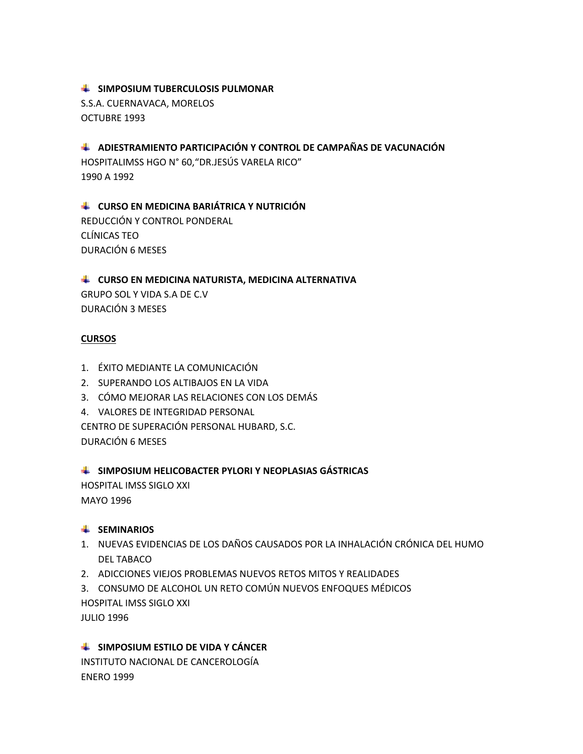- **SIMPOSIUM TUBERCULOSIS PULMONAR**

S.S.A. CUERNAVACA, MORELOS
OCTUBRE 1993

- **ADIESTRAMIENTO PARTICIPACIÓN Y CONTROL DE CAMPAÑAS DE VACUNACIÓN**

HOSPITALIMSS HGO N° 60,"DR.JESÚS VARELA RICO"
1990 A 1992

- **CURSO EN MEDICINA BARIÁTRICA Y NUTRICIÓN**

REDUCCIÓN Y CONTROL PONDERAL
CLÍNICAS TEO
DURACIÓN 6 MESES

- **CURSO EN MEDICINA NATURISTA, MEDICINA ALTERNATIVA**

GRUPO SOL Y VIDA S.A DE C.V
DURACIÓN 3 MESES

**<u>CURSOS</u>**

1. ÉXITO MEDIANTE LA COMUNICACIÓN
2. SUPERANDO LOS ALTIBAJOS EN LA VIDA
3. CÓMO MEJORAR LAS RELACIONES CON LOS DEMÁS
4. VALORES DE INTEGRIDAD PERSONAL

CENTRO DE SUPERACIÓN PERSONAL HUBARD, S.C.
DURACIÓN 6 MESES

- **SIMPOSIUM HELICOBACTER PYLORI Y NEOPLASIAS GÁSTRICAS**

HOSPITAL IMSS SIGLO XXI
MAYO 1996

- **SEMINARIOS**

1. NUEVAS EVIDENCIAS DE LOS DAÑOS CAUSADOS POR LA INHALACIÓN CRÓNICA DEL HUMO DEL TABACO
2. ADICCIONES VIEJOS PROBLEMAS NUEVOS RETOS MITOS Y REALIDADES
3. CONSUMO DE ALCOHOL UN RETO COMÚN NUEVOS ENFOQUES MÉDICOS

HOSPITAL IMSS SIGLO XXI
JULIO 1996

- **SIMPOSIUM ESTILO DE VIDA Y CÁNCER**

INSTITUTO NACIONAL DE CANCEROLOGÍA
ENERO 1999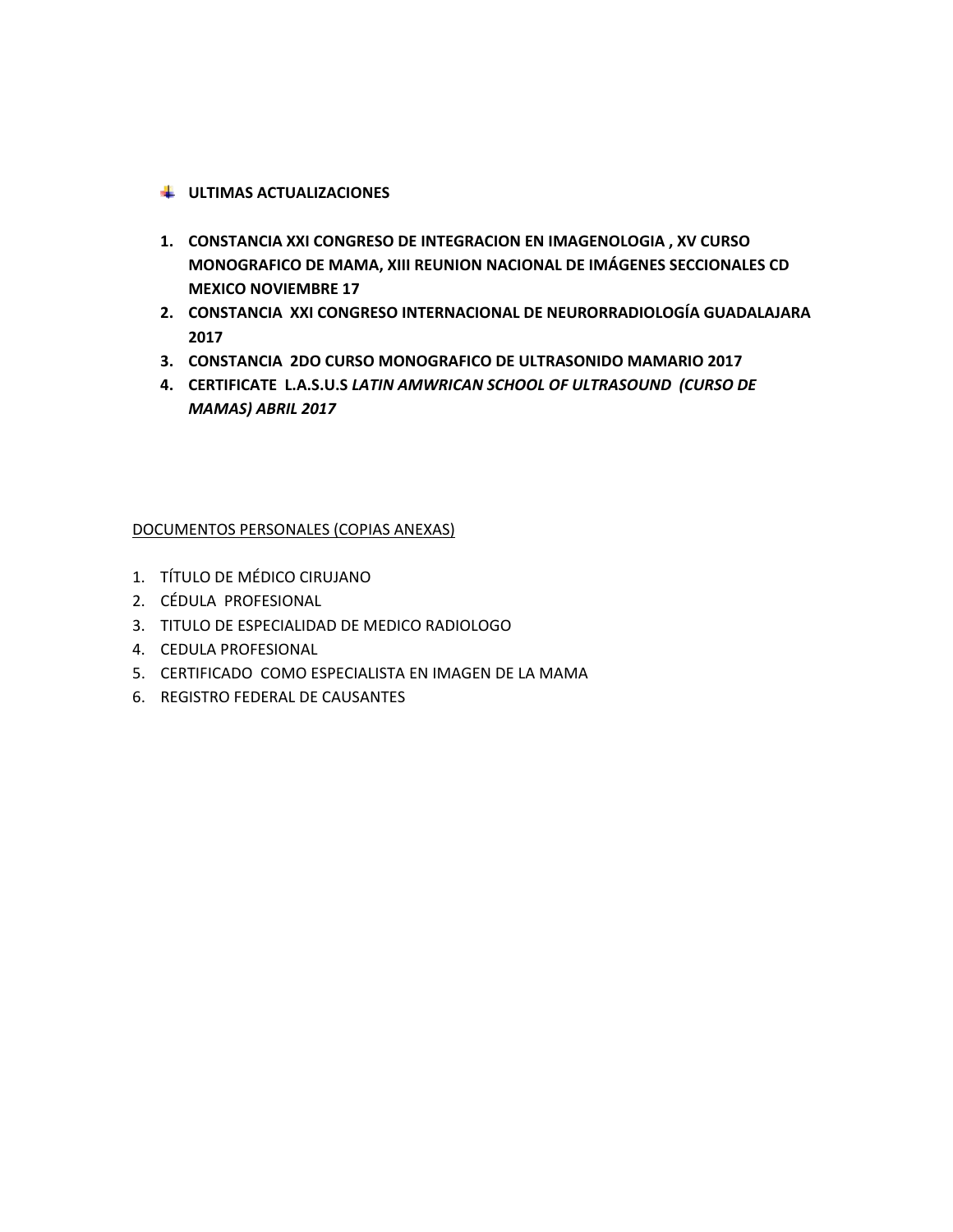- **ULTIMAS ACTUALIZACIONES**

1. **CONSTANCIA XXI CONGRESO DE INTEGRACION EN IMAGENOLOGIA , XV CURSO MONOGRAFICO DE MAMA, XIII REUNION NACIONAL DE IMÁGENES SECCIONALES CD MEXICO NOVIEMBRE 17**
2. **CONSTANCIA XXI CONGRESO INTERNACIONAL DE NEURORRADIOLOGÍA GUADALAJARA 2017**
3. **CONSTANCIA 2DO CURSO MONOGRAFICO DE ULTRASONIDO MAMARIO 2017**
4. **CERTIFICATE L.A.S.U.S *LATIN AMWRICAN SCHOOL OF ULTRASOUND (CURSO DE MAMAS) ABRIL 2017***

<u>DOCUMENTOS PERSONALES (COPIAS ANEXAS)</u>

1. TÍTULO DE MÉDICO CIRUJANO
2. CÉDULA PROFESIONAL
3. TITULO DE ESPECIALIDAD DE MEDICO RADIOLOGO
4. CEDULA PROFESIONAL
5. CERTIFICADO COMO ESPECIALISTA EN IMAGEN DE LA MAMA
6. REGISTRO FEDERAL DE CAUSANTES